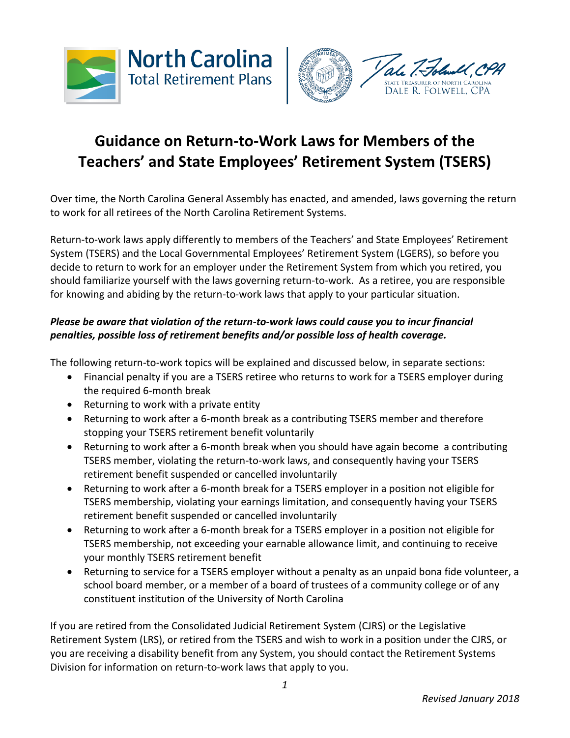North Carolina Total Retirement Plans

STATE TREASURER OF NORTH CAROLINA DALE R. FOLWELL, CPA

# Guidance on Return-to-Work Laws for Members of the Teachers' and State Employees' Retirement System (TSERS)

Over time, the North Carolina General Assembly has enacted, and amended, laws governing the return to work for all retirees of the North Carolina Retirement Systems.

Return-to-work laws apply differently to members of the Teachers' and State Employees' Retirement System (TSERS) and the Local Governmental Employees' Retirement System (LGERS), so before you decide to return to work for an employer under the Retirement System from which you retired, you should familiarize yourself with the laws governing return-to-work. As a retiree, you are responsible for knowing and abiding by the return-to-work laws that apply to your particular situation.

***Please be aware that violation of the return-to-work laws could cause you to incur financial penalties, possible loss of retirement benefits and/or possible loss of health coverage.***

The following return-to-work topics will be explained and discussed below, in separate sections:

- Financial penalty if you are a TSERS retiree who returns to work for a TSERS employer during the required 6-month break
- Returning to work with a private entity
- Returning to work after a 6-month break as a contributing TSERS member and therefore stopping your TSERS retirement benefit voluntarily
- Returning to work after a 6-month break when you should have again become a contributing TSERS member, violating the return-to-work laws, and consequently having your TSERS retirement benefit suspended or cancelled involuntarily
- Returning to work after a 6-month break for a TSERS employer in a position not eligible for TSERS membership, violating your earnings limitation, and consequently having your TSERS retirement benefit suspended or cancelled involuntarily
- Returning to work after a 6-month break for a TSERS employer in a position not eligible for TSERS membership, not exceeding your earnable allowance limit, and continuing to receive your monthly TSERS retirement benefit
- Returning to service for a TSERS employer without a penalty as an unpaid bona fide volunteer, a school board member, or a member of a board of trustees of a community college or of any constituent institution of the University of North Carolina

If you are retired from the Consolidated Judicial Retirement System (CJRS) or the Legislative Retirement System (LRS), or retired from the TSERS and wish to work in a position under the CJRS, or you are receiving a disability benefit from any System, you should contact the Retirement Systems Division for information on return-to-work laws that apply to you.

*Revised January 2018*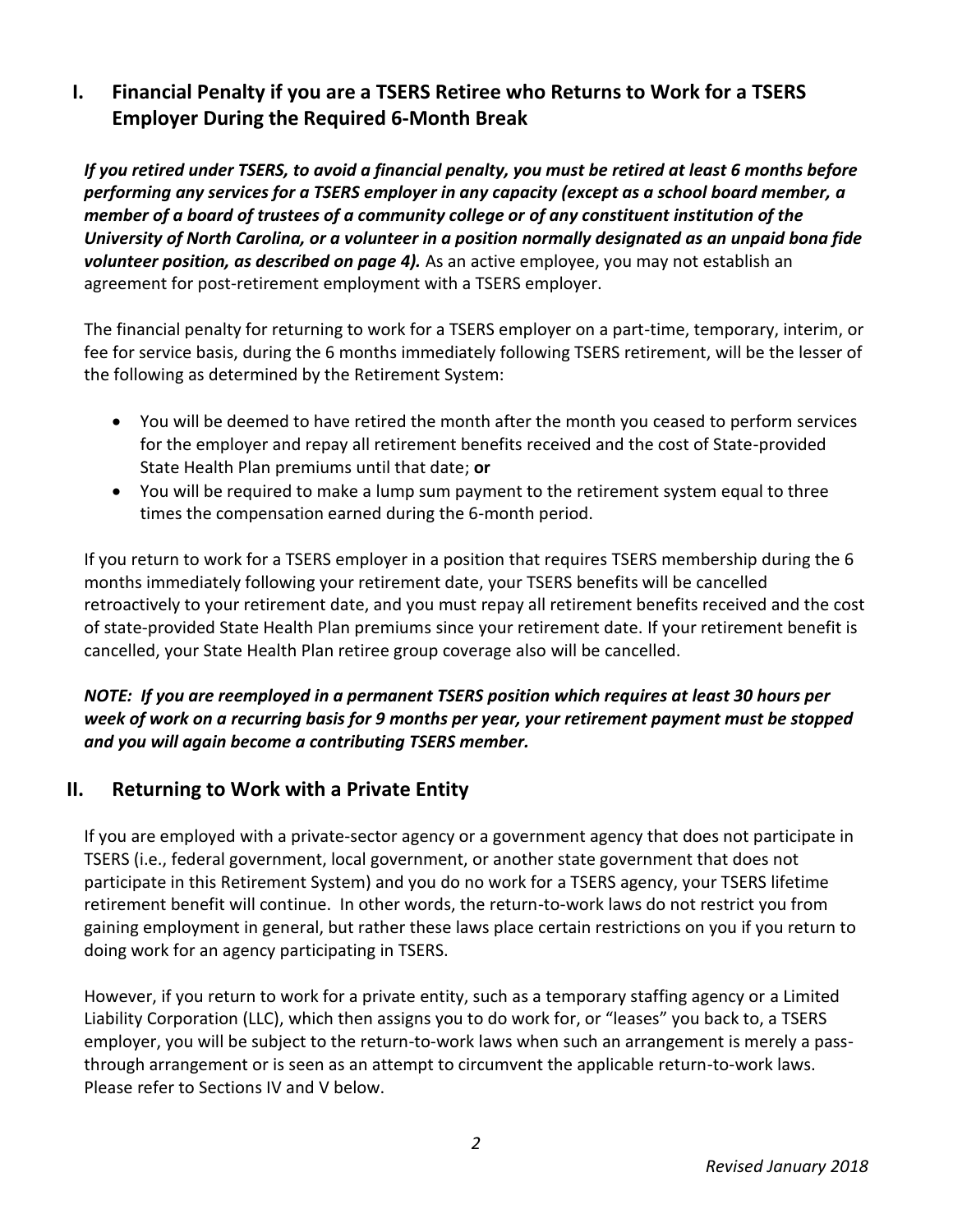## I. Financial Penalty if you are a TSERS Retiree who Returns to Work for a TSERS Employer During the Required 6-Month Break

***If you retired under TSERS, to avoid a financial penalty, you must be retired at least 6 months before performing any services for a TSERS employer in any capacity (except as a school board member, a member of a board of trustees of a community college or of any constituent institution of the University of North Carolina, or a volunteer in a position normally designated as an unpaid bona fide volunteer position, as described on page 4).*** As an active employee, you may not establish an agreement for post-retirement employment with a TSERS employer.

The financial penalty for returning to work for a TSERS employer on a part-time, temporary, interim, or fee for service basis, during the 6 months immediately following TSERS retirement, will be the lesser of the following as determined by the Retirement System:

- You will be deemed to have retired the month after the month you ceased to perform services for the employer and repay all retirement benefits received and the cost of State-provided State Health Plan premiums until that date; **or**
- You will be required to make a lump sum payment to the retirement system equal to three times the compensation earned during the 6-month period.

If you return to work for a TSERS employer in a position that requires TSERS membership during the 6 months immediately following your retirement date, your TSERS benefits will be cancelled retroactively to your retirement date, and you must repay all retirement benefits received and the cost of state-provided State Health Plan premiums since your retirement date. If your retirement benefit is cancelled, your State Health Plan retiree group coverage also will be cancelled.

***NOTE: If you are reemployed in a permanent TSERS position which requires at least 30 hours per week of work on a recurring basis for 9 months per year, your retirement payment must be stopped and you will again become a contributing TSERS member.***

## II. Returning to Work with a Private Entity

If you are employed with a private-sector agency or a government agency that does not participate in TSERS (i.e., federal government, local government, or another state government that does not participate in this Retirement System) and you do no work for a TSERS agency, your TSERS lifetime retirement benefit will continue. In other words, the return-to-work laws do not restrict you from gaining employment in general, but rather these laws place certain restrictions on you if you return to doing work for an agency participating in TSERS.

However, if you return to work for a private entity, such as a temporary staffing agency or a Limited Liability Corporation (LLC), which then assigns you to do work for, or "leases" you back to, a TSERS employer, you will be subject to the return-to-work laws when such an arrangement is merely a pass-through arrangement or is seen as an attempt to circumvent the applicable return-to-work laws. Please refer to Sections IV and V below.

*Revised January 2018*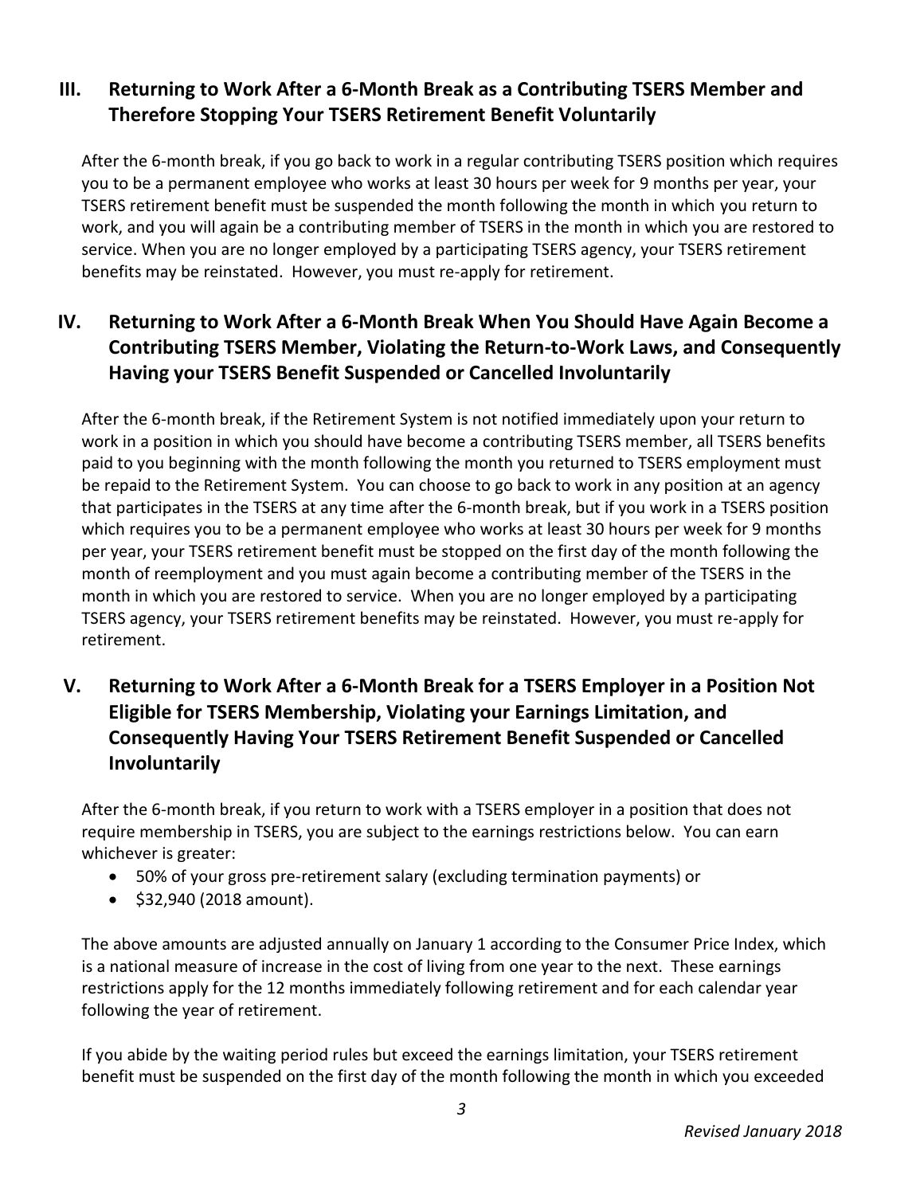## III. Returning to Work After a 6-Month Break as a Contributing TSERS Member and Therefore Stopping Your TSERS Retirement Benefit Voluntarily

After the 6-month break, if you go back to work in a regular contributing TSERS position which requires you to be a permanent employee who works at least 30 hours per week for 9 months per year, your TSERS retirement benefit must be suspended the month following the month in which you return to work, and you will again be a contributing member of TSERS in the month in which you are restored to service. When you are no longer employed by a participating TSERS agency, your TSERS retirement benefits may be reinstated. However, you must re-apply for retirement.

## IV. Returning to Work After a 6-Month Break When You Should Have Again Become a Contributing TSERS Member, Violating the Return-to-Work Laws, and Consequently Having your TSERS Benefit Suspended or Cancelled Involuntarily

After the 6-month break, if the Retirement System is not notified immediately upon your return to work in a position in which you should have become a contributing TSERS member, all TSERS benefits paid to you beginning with the month following the month you returned to TSERS employment must be repaid to the Retirement System. You can choose to go back to work in any position at an agency that participates in the TSERS at any time after the 6-month break, but if you work in a TSERS position which requires you to be a permanent employee who works at least 30 hours per week for 9 months per year, your TSERS retirement benefit must be stopped on the first day of the month following the month of reemployment and you must again become a contributing member of the TSERS in the month in which you are restored to service. When you are no longer employed by a participating TSERS agency, your TSERS retirement benefits may be reinstated. However, you must re-apply for retirement.

## V. Returning to Work After a 6-Month Break for a TSERS Employer in a Position Not Eligible for TSERS Membership, Violating your Earnings Limitation, and Consequently Having Your TSERS Retirement Benefit Suspended or Cancelled Involuntarily

After the 6-month break, if you return to work with a TSERS employer in a position that does not require membership in TSERS, you are subject to the earnings restrictions below. You can earn whichever is greater:

- 50% of your gross pre-retirement salary (excluding termination payments) or
- $32,940 (2018 amount).

The above amounts are adjusted annually on January 1 according to the Consumer Price Index, which is a national measure of increase in the cost of living from one year to the next. These earnings restrictions apply for the 12 months immediately following retirement and for each calendar year following the year of retirement.

If you abide by the waiting period rules but exceed the earnings limitation, your TSERS retirement benefit must be suspended on the first day of the month following the month in which you exceeded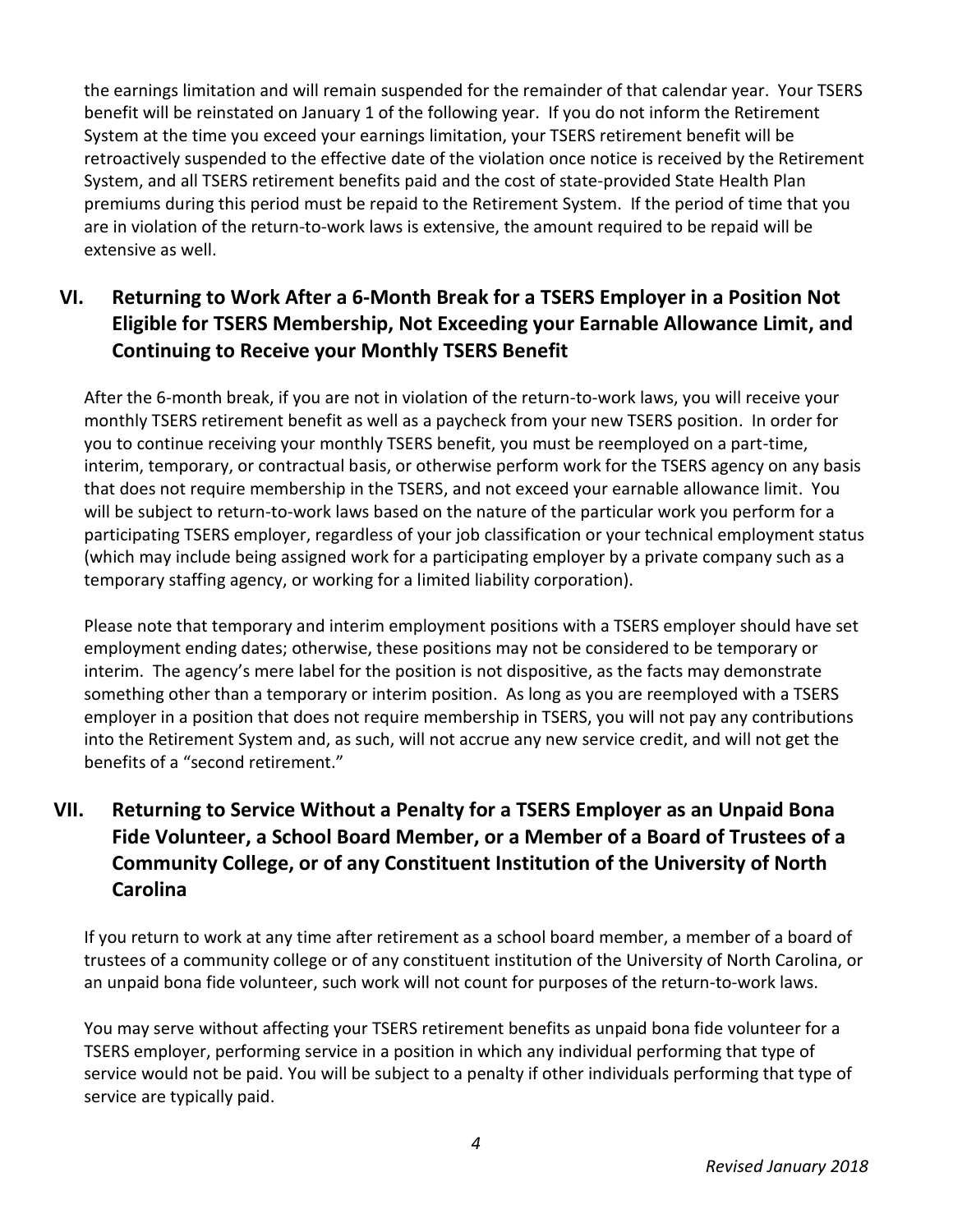the earnings limitation and will remain suspended for the remainder of that calendar year. Your TSERS benefit will be reinstated on January 1 of the following year. If you do not inform the Retirement System at the time you exceed your earnings limitation, your TSERS retirement benefit will be retroactively suspended to the effective date of the violation once notice is received by the Retirement System, and all TSERS retirement benefits paid and the cost of state-provided State Health Plan premiums during this period must be repaid to the Retirement System. If the period of time that you are in violation of the return-to-work laws is extensive, the amount required to be repaid will be extensive as well.

## VI. Returning to Work After a 6-Month Break for a TSERS Employer in a Position Not Eligible for TSERS Membership, Not Exceeding your Earnable Allowance Limit, and Continuing to Receive your Monthly TSERS Benefit

After the 6-month break, if you are not in violation of the return-to-work laws, you will receive your monthly TSERS retirement benefit as well as a paycheck from your new TSERS position. In order for you to continue receiving your monthly TSERS benefit, you must be reemployed on a part-time, interim, temporary, or contractual basis, or otherwise perform work for the TSERS agency on any basis that does not require membership in the TSERS, and not exceed your earnable allowance limit. You will be subject to return-to-work laws based on the nature of the particular work you perform for a participating TSERS employer, regardless of your job classification or your technical employment status (which may include being assigned work for a participating employer by a private company such as a temporary staffing agency, or working for a limited liability corporation).

Please note that temporary and interim employment positions with a TSERS employer should have set employment ending dates; otherwise, these positions may not be considered to be temporary or interim. The agency's mere label for the position is not dispositive, as the facts may demonstrate something other than a temporary or interim position. As long as you are reemployed with a TSERS employer in a position that does not require membership in TSERS, you will not pay any contributions into the Retirement System and, as such, will not accrue any new service credit, and will not get the benefits of a "second retirement."

## VII. Returning to Service Without a Penalty for a TSERS Employer as an Unpaid Bona Fide Volunteer, a School Board Member, or a Member of a Board of Trustees of a Community College, or of any Constituent Institution of the University of North Carolina

If you return to work at any time after retirement as a school board member, a member of a board of trustees of a community college or of any constituent institution of the University of North Carolina, or an unpaid bona fide volunteer, such work will not count for purposes of the return-to-work laws.

You may serve without affecting your TSERS retirement benefits as unpaid bona fide volunteer for a TSERS employer, performing service in a position in which any individual performing that type of service would not be paid. You will be subject to a penalty if other individuals performing that type of service are typically paid.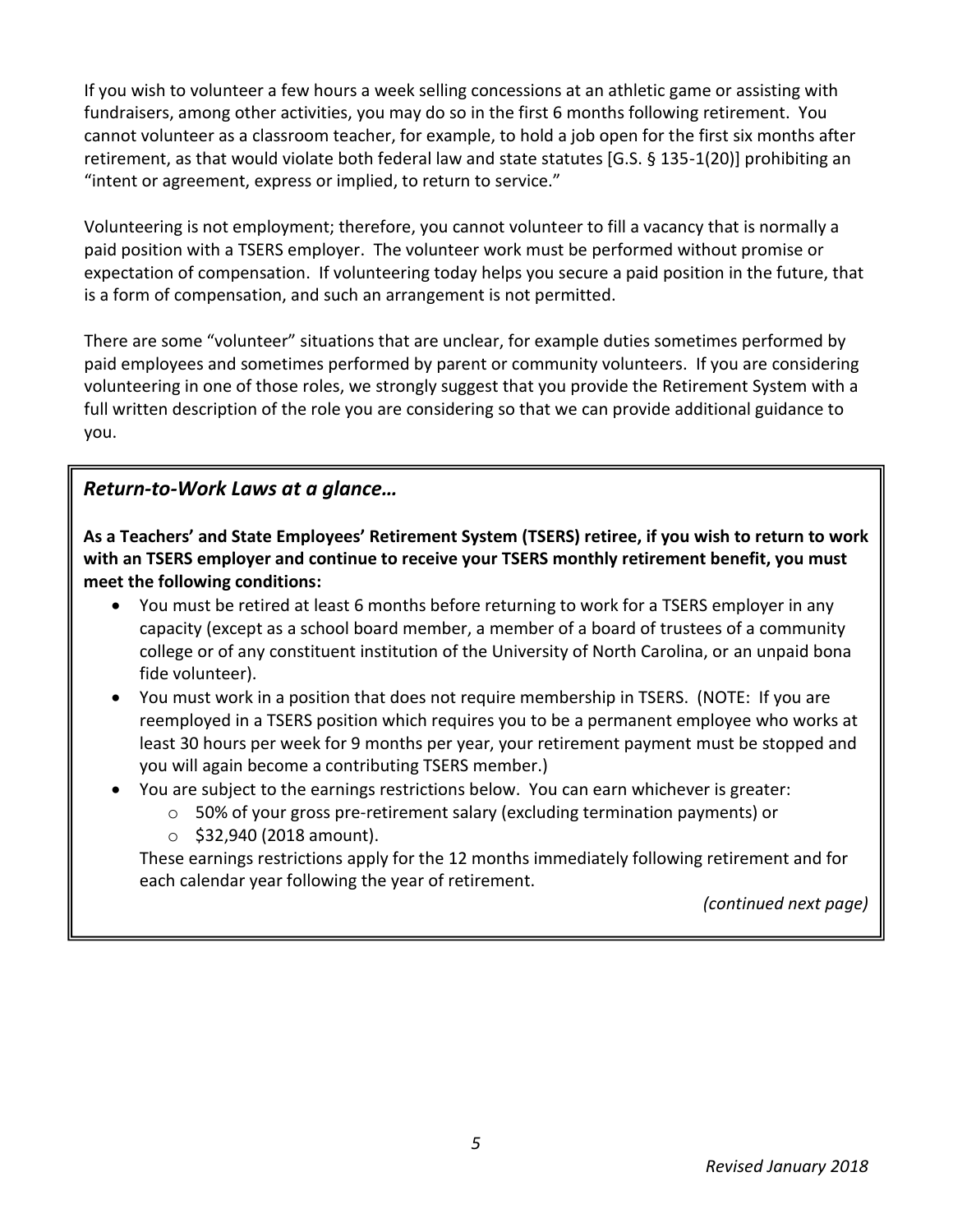If you wish to volunteer a few hours a week selling concessions at an athletic game or assisting with fundraisers, among other activities, you may do so in the first 6 months following retirement. You cannot volunteer as a classroom teacher, for example, to hold a job open for the first six months after retirement, as that would violate both federal law and state statutes [G.S. § 135-1(20)] prohibiting an "intent or agreement, express or implied, to return to service."

Volunteering is not employment; therefore, you cannot volunteer to fill a vacancy that is normally a paid position with a TSERS employer. The volunteer work must be performed without promise or expectation of compensation. If volunteering today helps you secure a paid position in the future, that is a form of compensation, and such an arrangement is not permitted.

There are some "volunteer" situations that are unclear, for example duties sometimes performed by paid employees and sometimes performed by parent or community volunteers. If you are considering volunteering in one of those roles, we strongly suggest that you provide the Retirement System with a full written description of the role you are considering so that we can provide additional guidance to you.

### *Return-to-Work Laws at a glance…*

**As a Teachers' and State Employees' Retirement System (TSERS) retiree, if you wish to return to work with an TSERS employer and continue to receive your TSERS monthly retirement benefit, you must meet the following conditions:**

- You must be retired at least 6 months before returning to work for a TSERS employer in any capacity (except as a school board member, a member of a board of trustees of a community college or of any constituent institution of the University of North Carolina, or an unpaid bona fide volunteer).
- You must work in a position that does not require membership in TSERS. (NOTE: If you are reemployed in a TSERS position which requires you to be a permanent employee who works at least 30 hours per week for 9 months per year, your retirement payment must be stopped and you will again become a contributing TSERS member.)
- You are subject to the earnings restrictions below. You can earn whichever is greater:
  - 50% of your gross pre-retirement salary (excluding termination payments) or
  - $32,940 (2018 amount).

  These earnings restrictions apply for the 12 months immediately following retirement and for each calendar year following the year of retirement.

*(continued next page)*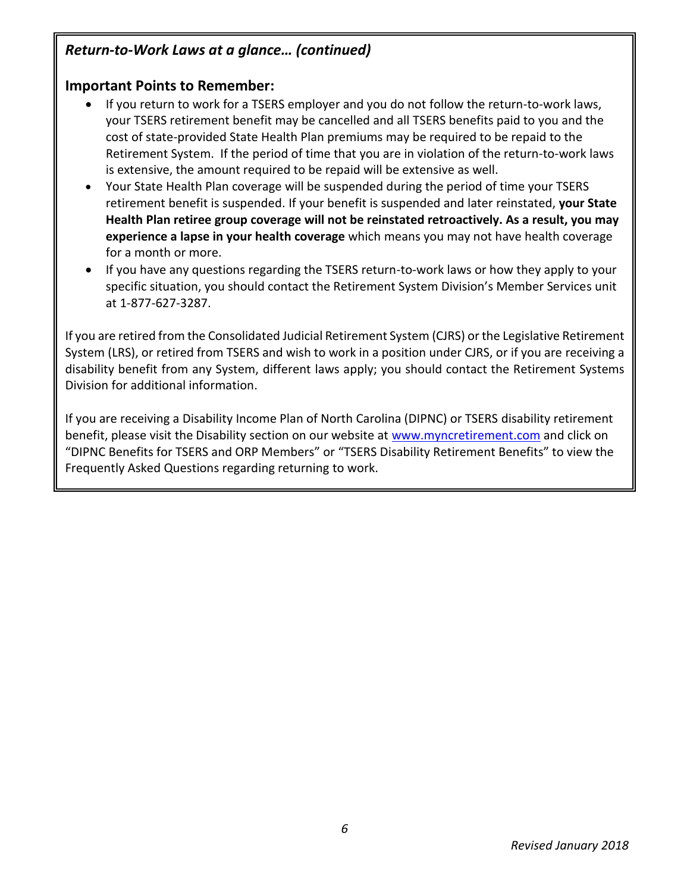## *Return-to-Work Laws at a glance… (continued)*

### Important Points to Remember:

- If you return to work for a TSERS employer and you do not follow the return-to-work laws, your TSERS retirement benefit may be cancelled and all TSERS benefits paid to you and the cost of state-provided State Health Plan premiums may be required to be repaid to the Retirement System. If the period of time that you are in violation of the return-to-work laws is extensive, the amount required to be repaid will be extensive as well.
- Your State Health Plan coverage will be suspended during the period of time your TSERS retirement benefit is suspended. If your benefit is suspended and later reinstated, **your State Health Plan retiree group coverage will not be reinstated retroactively. As a result, you may experience a lapse in your health coverage** which means you may not have health coverage for a month or more.
- If you have any questions regarding the TSERS return-to-work laws or how they apply to your specific situation, you should contact the Retirement System Division's Member Services unit at 1-877-627-3287.

If you are retired from the Consolidated Judicial Retirement System (CJRS) or the Legislative Retirement System (LRS), or retired from TSERS and wish to work in a position under CJRS, or if you are receiving a disability benefit from any System, different laws apply; you should contact the Retirement Systems Division for additional information.

If you are receiving a Disability Income Plan of North Carolina (DIPNC) or TSERS disability retirement benefit, please visit the Disability section on our website at www.myncretirement.com and click on "DIPNC Benefits for TSERS and ORP Members" or "TSERS Disability Retirement Benefits" to view the Frequently Asked Questions regarding returning to work.

*Revised January 2018*